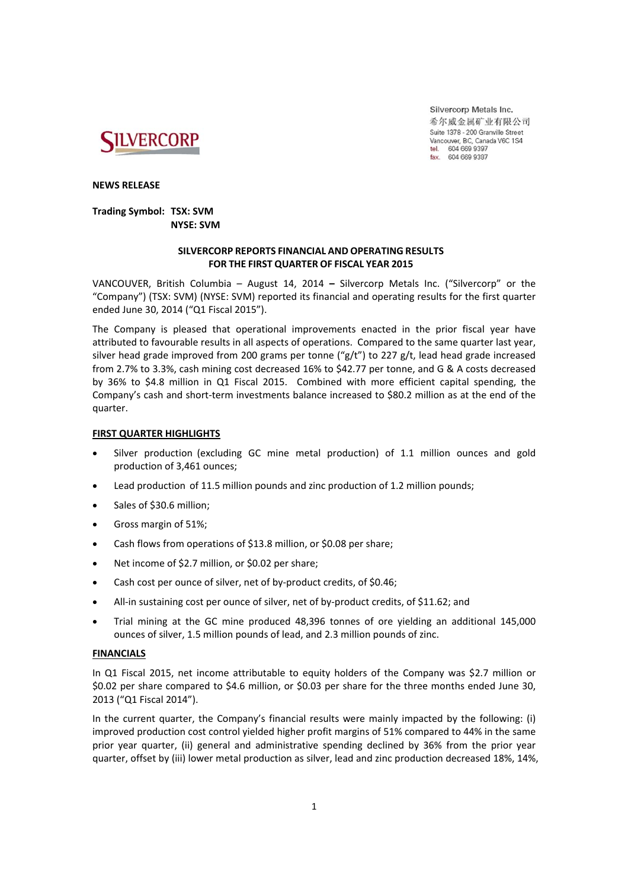SILVERCORP

Silvercorp Metals Inc.
希尔威金属矿业有限公司
Suite 1378 - 200 Granville Street
Vancouver, BC, Canada V6C 1S4
tel. 604 669 9397
fax. 604 669 9387

**NEWS RELEASE**

**Trading Symbol: TSX: SVM**
**NYSE: SVM**

# SILVERCORP REPORTS FINANCIAL AND OPERATING RESULTS FOR THE FIRST QUARTER OF FISCAL YEAR 2015

VANCOUVER, British Columbia – August 14, 2014 **–** Silvercorp Metals Inc. ("Silvercorp" or the "Company") (TSX: SVM) (NYSE: SVM) reported its financial and operating results for the first quarter ended June 30, 2014 ("Q1 Fiscal 2015").

The Company is pleased that operational improvements enacted in the prior fiscal year have attributed to favourable results in all aspects of operations. Compared to the same quarter last year, silver head grade improved from 200 grams per tonne ("g/t") to 227 g/t, lead head grade increased from 2.7% to 3.3%, cash mining cost decreased 16% to $42.77 per tonne, and G & A costs decreased by 36% to $4.8 million in Q1 Fiscal 2015. Combined with more efficient capital spending, the Company's cash and short-term investments balance increased to $80.2 million as at the end of the quarter.

## FIRST QUARTER HIGHLIGHTS

- Silver production (excluding GC mine metal production) of 1.1 million ounces and gold production of 3,461 ounces;
- Lead production of 11.5 million pounds and zinc production of 1.2 million pounds;
- Sales of $30.6 million;
- Gross margin of 51%;
- Cash flows from operations of $13.8 million, or $0.08 per share;
- Net income of $2.7 million, or $0.02 per share;
- Cash cost per ounce of silver, net of by-product credits, of $0.46;
- All-in sustaining cost per ounce of silver, net of by-product credits, of $11.62; and
- Trial mining at the GC mine produced 48,396 tonnes of ore yielding an additional 145,000 ounces of silver, 1.5 million pounds of lead, and 2.3 million pounds of zinc.

## FINANCIALS

In Q1 Fiscal 2015, net income attributable to equity holders of the Company was $2.7 million or $0.02 per share compared to $4.6 million, or $0.03 per share for the three months ended June 30, 2013 ("Q1 Fiscal 2014").

In the current quarter, the Company's financial results were mainly impacted by the following: (i) improved production cost control yielded higher profit margins of 51% compared to 44% in the same prior year quarter, (ii) general and administrative spending declined by 36% from the prior year quarter, offset by (iii) lower metal production as silver, lead and zinc production decreased 18%, 14%,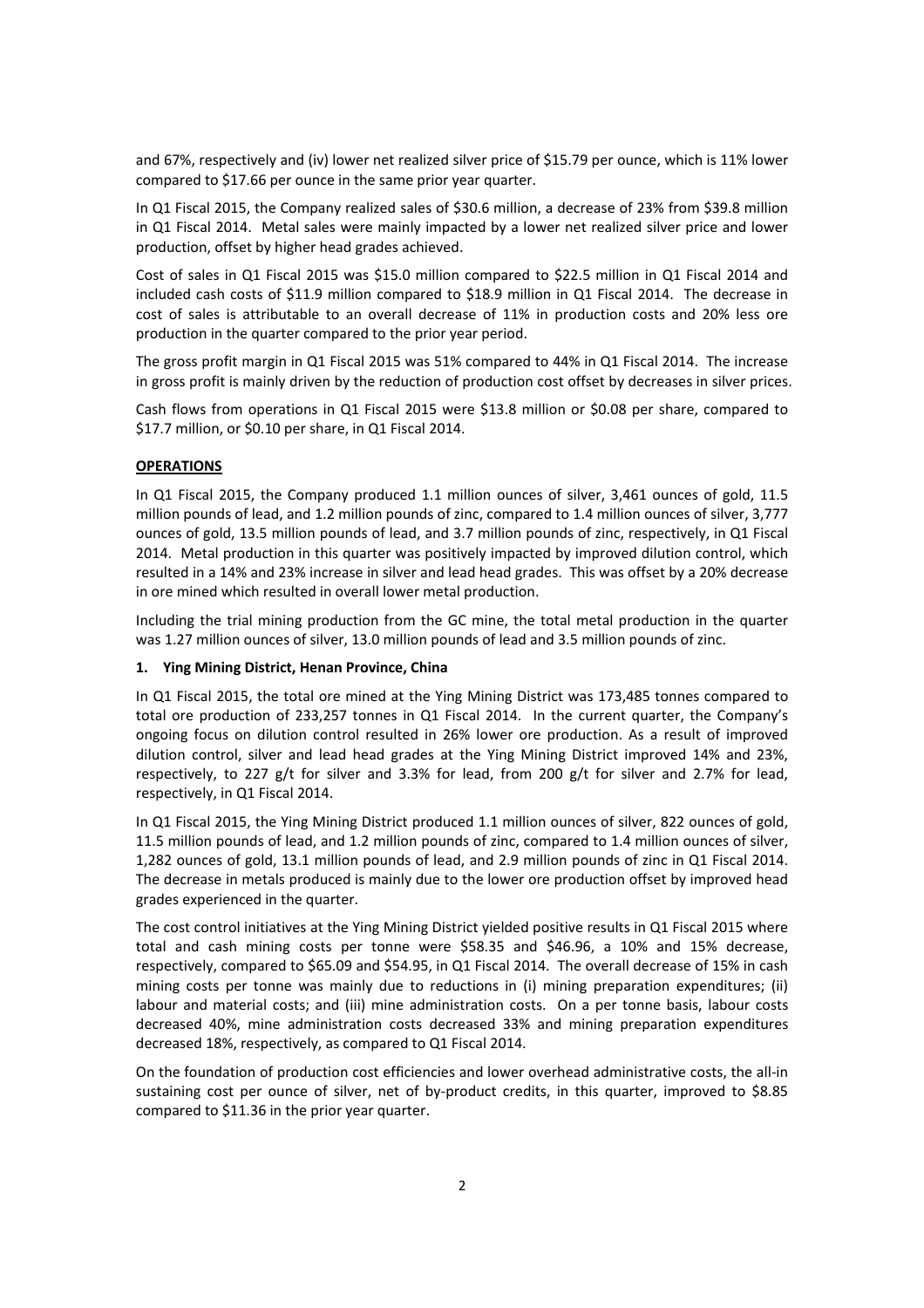and 67%, respectively and (iv) lower net realized silver price of $15.79 per ounce, which is 11% lower compared to $17.66 per ounce in the same prior year quarter.

In Q1 Fiscal 2015, the Company realized sales of $30.6 million, a decrease of 23% from $39.8 million in Q1 Fiscal 2014. Metal sales were mainly impacted by a lower net realized silver price and lower production, offset by higher head grades achieved.

Cost of sales in Q1 Fiscal 2015 was $15.0 million compared to $22.5 million in Q1 Fiscal 2014 and included cash costs of $11.9 million compared to $18.9 million in Q1 Fiscal 2014. The decrease in cost of sales is attributable to an overall decrease of 11% in production costs and 20% less ore production in the quarter compared to the prior year period.

The gross profit margin in Q1 Fiscal 2015 was 51% compared to 44% in Q1 Fiscal 2014. The increase in gross profit is mainly driven by the reduction of production cost offset by decreases in silver prices.

Cash flows from operations in Q1 Fiscal 2015 were $13.8 million or $0.08 per share, compared to $17.7 million, or $0.10 per share, in Q1 Fiscal 2014.

## OPERATIONS

In Q1 Fiscal 2015, the Company produced 1.1 million ounces of silver, 3,461 ounces of gold, 11.5 million pounds of lead, and 1.2 million pounds of zinc, compared to 1.4 million ounces of silver, 3,777 ounces of gold, 13.5 million pounds of lead, and 3.7 million pounds of zinc, respectively, in Q1 Fiscal 2014. Metal production in this quarter was positively impacted by improved dilution control, which resulted in a 14% and 23% increase in silver and lead head grades. This was offset by a 20% decrease in ore mined which resulted in overall lower metal production.

Including the trial mining production from the GC mine, the total metal production in the quarter was 1.27 million ounces of silver, 13.0 million pounds of lead and 3.5 million pounds of zinc.

### 1. Ying Mining District, Henan Province, China

In Q1 Fiscal 2015, the total ore mined at the Ying Mining District was 173,485 tonnes compared to total ore production of 233,257 tonnes in Q1 Fiscal 2014. In the current quarter, the Company's ongoing focus on dilution control resulted in 26% lower ore production. As a result of improved dilution control, silver and lead head grades at the Ying Mining District improved 14% and 23%, respectively, to 227 g/t for silver and 3.3% for lead, from 200 g/t for silver and 2.7% for lead, respectively, in Q1 Fiscal 2014.

In Q1 Fiscal 2015, the Ying Mining District produced 1.1 million ounces of silver, 822 ounces of gold, 11.5 million pounds of lead, and 1.2 million pounds of zinc, compared to 1.4 million ounces of silver, 1,282 ounces of gold, 13.1 million pounds of lead, and 2.9 million pounds of zinc in Q1 Fiscal 2014. The decrease in metals produced is mainly due to the lower ore production offset by improved head grades experienced in the quarter.

The cost control initiatives at the Ying Mining District yielded positive results in Q1 Fiscal 2015 where total and cash mining costs per tonne were $58.35 and $46.96, a 10% and 15% decrease, respectively, compared to $65.09 and $54.95, in Q1 Fiscal 2014. The overall decrease of 15% in cash mining costs per tonne was mainly due to reductions in (i) mining preparation expenditures; (ii) labour and material costs; and (iii) mine administration costs. On a per tonne basis, labour costs decreased 40%, mine administration costs decreased 33% and mining preparation expenditures decreased 18%, respectively, as compared to Q1 Fiscal 2014.

On the foundation of production cost efficiencies and lower overhead administrative costs, the all-in sustaining cost per ounce of silver, net of by-product credits, in this quarter, improved to $8.85 compared to $11.36 in the prior year quarter.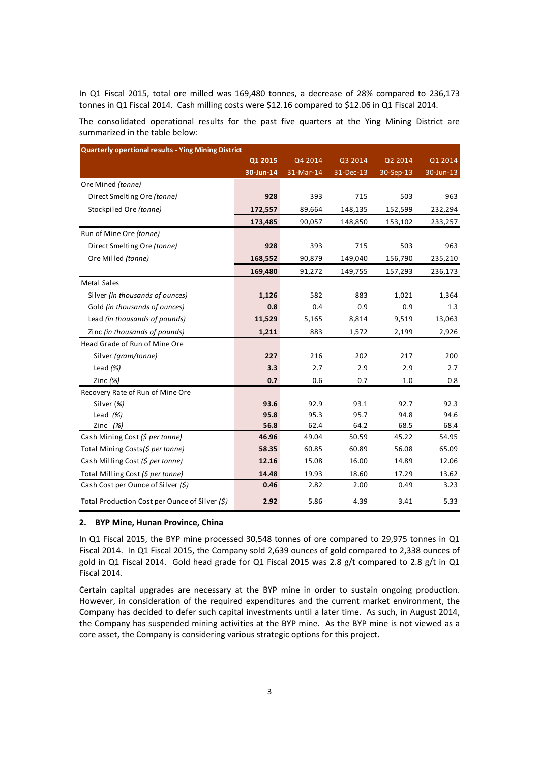In Q1 Fiscal 2015, total ore milled was 169,480 tonnes, a decrease of 28% compared to 236,173 tonnes in Q1 Fiscal 2014. Cash milling costs were $12.16 compared to $12.06 in Q1 Fiscal 2014.

The consolidated operational results for the past five quarters at the Ying Mining District are summarized in the table below:

| Quarterly opertional results - Ying Mining District | Q1 2015 | Q4 2014 | Q3 2014 | Q2 2014 | Q1 2014 |
|---|---|---|---|---|---|
| | **30-Jun-14** | 31-Mar-14 | 31-Dec-13 | 30-Sep-13 | 30-Jun-13 |
| Ore Mined *(tonne)* | | | | | |
| Direct Smelting Ore *(tonne)* | **928** | 393 | 715 | 503 | 963 |
| Stockpiled Ore *(tonne)* | **172,557** | 89,664 | 148,135 | 152,599 | 232,294 |
| | **173,485** | 90,057 | 148,850 | 153,102 | 233,257 |
| Run of Mine Ore *(tonne)* | | | | | |
| Direct Smelting Ore *(tonne)* | **928** | 393 | 715 | 503 | 963 |
| Ore Milled *(tonne)* | **168,552** | 90,879 | 149,040 | 156,790 | 235,210 |
| | **169,480** | 91,272 | 149,755 | 157,293 | 236,173 |
| Metal Sales | | | | | |
| Silver *(in thousands of ounces)* | **1,126** | 582 | 883 | 1,021 | 1,364 |
| Gold *(in thousands of ounces)* | **0.8** | 0.4 | 0.9 | 0.9 | 1.3 |
| Lead *(in thousands of pounds)* | **11,529** | 5,165 | 8,814 | 9,519 | 13,063 |
| Zinc *(in thousands of pounds)* | **1,211** | 883 | 1,572 | 2,199 | 2,926 |
| Head Grade of Run of Mine Ore | | | | | |
| Silver *(gram/tonne)* | **227** | 216 | 202 | 217 | 200 |
| Lead *(%)* | **3.3** | 2.7 | 2.9 | 2.9 | 2.7 |
| Zinc *(%)* | **0.7** | 0.6 | 0.7 | 1.0 | 0.8 |
| Recovery Rate of Run of Mine Ore | | | | | |
| Silver *(%)* | **93.6** | 92.9 | 93.1 | 92.7 | 92.3 |
| Lead *(%)* | **95.8** | 95.3 | 95.7 | 94.8 | 94.6 |
| Zinc *(%)* | **56.8** | 62.4 | 64.2 | 68.5 | 68.4 |
| Cash Mining Cost *($ per tonne)* | **46.96** | 49.04 | 50.59 | 45.22 | 54.95 |
| Total Mining Costs*($ per tonne)* | **58.35** | 60.85 | 60.89 | 56.08 | 65.09 |
| Cash Milling Cost *($ per tonne)* | **12.16** | 15.08 | 16.00 | 14.89 | 12.06 |
| Total Milling Cost *($ per tonne)* | **14.48** | 19.93 | 18.60 | 17.29 | 13.62 |
| Cash Cost per Ounce of Silver *($)* | **0.46** | 2.82 | 2.00 | 0.49 | 3.23 |
| Total Production Cost per Ounce of Silver *($)* | **2.92** | 5.86 | 4.39 | 3.41 | 5.33 |

### 2. BYP Mine, Hunan Province, China

In Q1 Fiscal 2015, the BYP mine processed 30,548 tonnes of ore compared to 29,975 tonnes in Q1 Fiscal 2014. In Q1 Fiscal 2015, the Company sold 2,639 ounces of gold compared to 2,338 ounces of gold in Q1 Fiscal 2014. Gold head grade for Q1 Fiscal 2015 was 2.8 g/t compared to 2.8 g/t in Q1 Fiscal 2014.

Certain capital upgrades are necessary at the BYP mine in order to sustain ongoing production. However, in consideration of the required expenditures and the current market environment, the Company has decided to defer such capital investments until a later time. As such, in August 2014, the Company has suspended mining activities at the BYP mine. As the BYP mine is not viewed as a core asset, the Company is considering various strategic options for this project.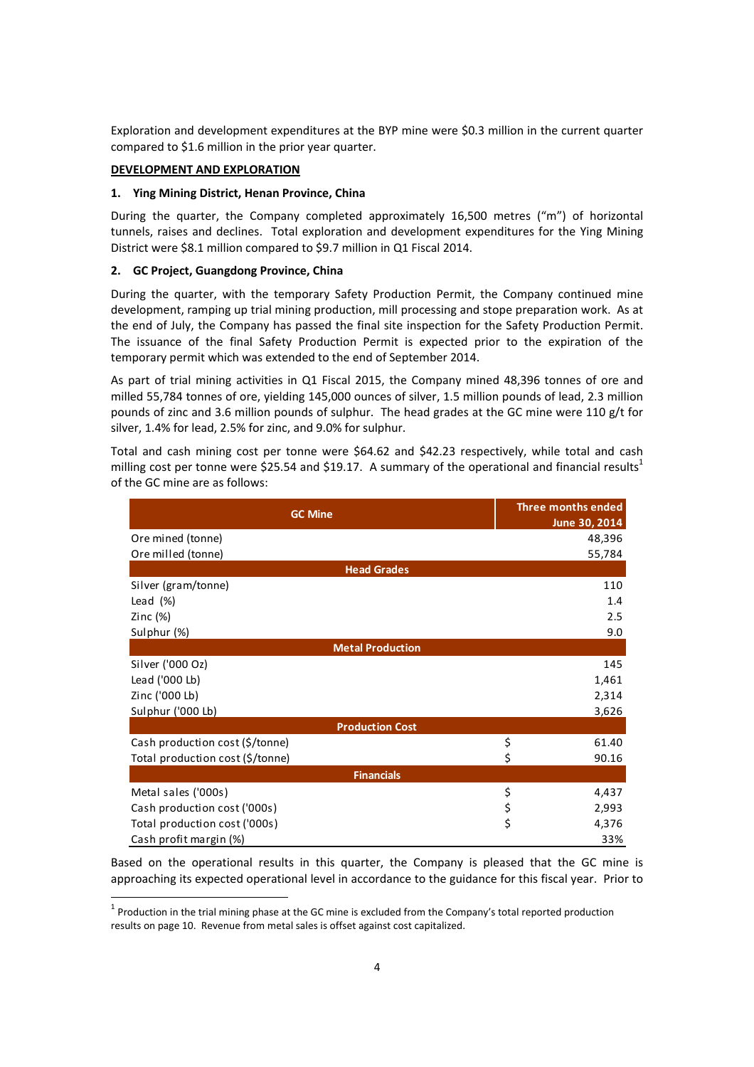Exploration and development expenditures at the BYP mine were $0.3 million in the current quarter compared to $1.6 million in the prior year quarter.

**DEVELOPMENT AND EXPLORATION**

**1. Ying Mining District, Henan Province, China**

During the quarter, the Company completed approximately 16,500 metres ("m") of horizontal tunnels, raises and declines. Total exploration and development expenditures for the Ying Mining District were $8.1 million compared to $9.7 million in Q1 Fiscal 2014.

**2. GC Project, Guangdong Province, China**

During the quarter, with the temporary Safety Production Permit, the Company continued mine development, ramping up trial mining production, mill processing and stope preparation work. As at the end of July, the Company has passed the final site inspection for the Safety Production Permit. The issuance of the final Safety Production Permit is expected prior to the expiration of the temporary permit which was extended to the end of September 2014.

As part of trial mining activities in Q1 Fiscal 2015, the Company mined 48,396 tonnes of ore and milled 55,784 tonnes of ore, yielding 145,000 ounces of silver, 1.5 million pounds of lead, 2.3 million pounds of zinc and 3.6 million pounds of sulphur. The head grades at the GC mine were 110 g/t for silver, 1.4% for lead, 2.5% for zinc, and 9.0% for sulphur.

Total and cash mining cost per tonne were $64.62 and $42.23 respectively, while total and cash milling cost per tonne were $25.54 and $19.17. A summary of the operational and financial results[1] of the GC mine are as follows:

| GC Mine | Three months ended June 30, 2014 |
|---|---|
| Ore mined (tonne) | 48,396 |
| Ore milled (tonne) | 55,784 |
| **Head Grades** | |
| Silver (gram/tonne) | 110 |
| Lead (%) | 1.4 |
| Zinc (%) | 2.5 |
| Sulphur (%) | 9.0 |
| **Metal Production** | |
| Silver ('000 Oz) | 145 |
| Lead ('000 Lb) | 1,461 |
| Zinc ('000 Lb) | 2,314 |
| Sulphur ('000 Lb) | 3,626 |
| **Production Cost** | |
| Cash production cost ($/tonne) | $ 61.40 |
| Total production cost ($/tonne) | $ 90.16 |
| **Financials** | |
| Metal sales ('000s) | $ 4,437 |
| Cash production cost ('000s) | $ 2,993 |
| Total production cost ('000s) | $ 4,376 |
| Cash profit margin (%) | 33% |

Based on the operational results in this quarter, the Company is pleased that the GC mine is approaching its expected operational level in accordance to the guidance for this fiscal year. Prior to

[1] Production in the trial mining phase at the GC mine is excluded from the Company's total reported production results on page 10. Revenue from metal sales is offset against cost capitalized.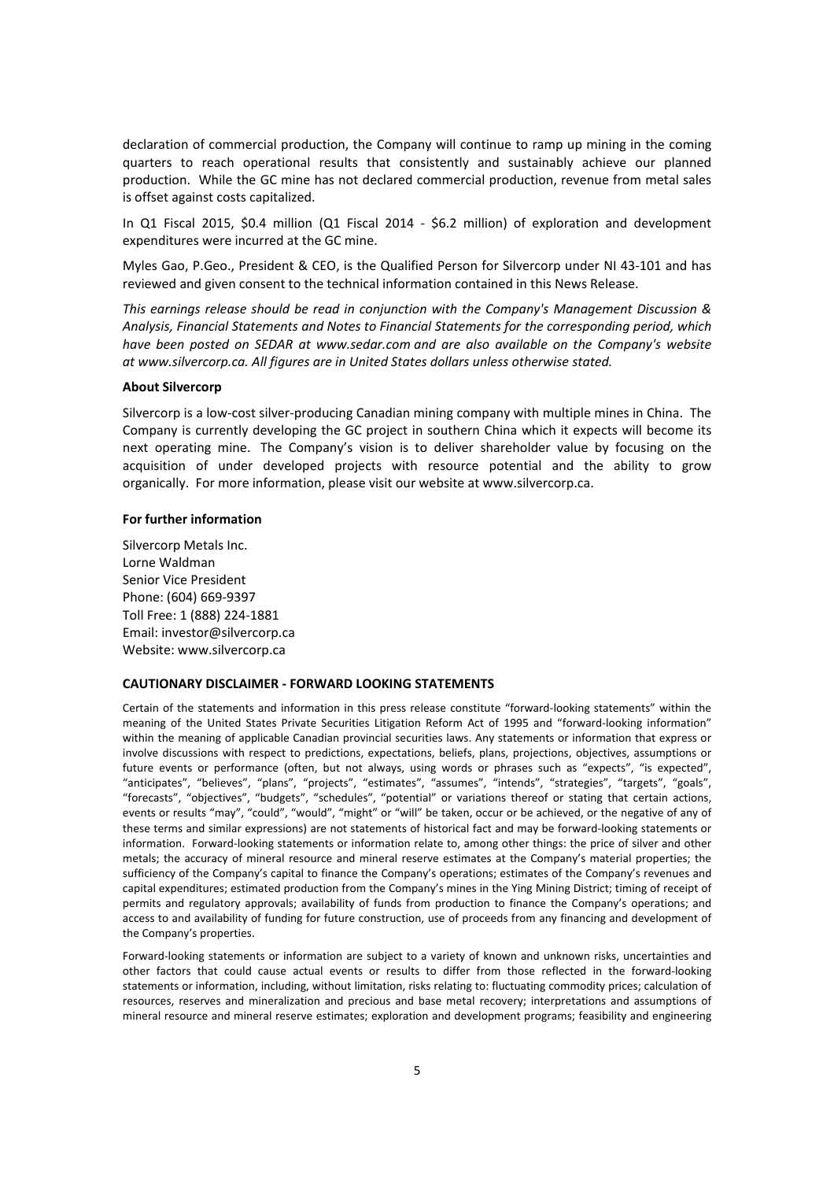declaration of commercial production, the Company will continue to ramp up mining in the coming quarters to reach operational results that consistently and sustainably achieve our planned production. While the GC mine has not declared commercial production, revenue from metal sales is offset against costs capitalized.

In Q1 Fiscal 2015, $0.4 million (Q1 Fiscal 2014 - $6.2 million) of exploration and development expenditures were incurred at the GC mine.

Myles Gao, P.Geo., President & CEO, is the Qualified Person for Silvercorp under NI 43-101 and has reviewed and given consent to the technical information contained in this News Release.

*This earnings release should be read in conjunction with the Company's Management Discussion & Analysis, Financial Statements and Notes to Financial Statements for the corresponding period, which have been posted on SEDAR at www.sedar.com and are also available on the Company's website at www.silvercorp.ca. All figures are in United States dollars unless otherwise stated.*

**About Silvercorp**

Silvercorp is a low-cost silver-producing Canadian mining company with multiple mines in China. The Company is currently developing the GC project in southern China which it expects will become its next operating mine. The Company's vision is to deliver shareholder value by focusing on the acquisition of under developed projects with resource potential and the ability to grow organically. For more information, please visit our website at www.silvercorp.ca.

**For further information**

Silvercorp Metals Inc.
Lorne Waldman
Senior Vice President
Phone: (604) 669-9397
Toll Free: 1 (888) 224-1881
Email: investor@silvercorp.ca
Website: www.silvercorp.ca

**CAUTIONARY DISCLAIMER - FORWARD LOOKING STATEMENTS**

Certain of the statements and information in this press release constitute "forward-looking statements" within the meaning of the United States Private Securities Litigation Reform Act of 1995 and "forward-looking information" within the meaning of applicable Canadian provincial securities laws. Any statements or information that express or involve discussions with respect to predictions, expectations, beliefs, plans, projections, objectives, assumptions or future events or performance (often, but not always, using words or phrases such as "expects", "is expected", "anticipates", "believes", "plans", "projects", "estimates", "assumes", "intends", "strategies", "targets", "goals", "forecasts", "objectives", "budgets", "schedules", "potential" or variations thereof or stating that certain actions, events or results "may", "could", "would", "might" or "will" be taken, occur or be achieved, or the negative of any of these terms and similar expressions) are not statements of historical fact and may be forward-looking statements or information. Forward-looking statements or information relate to, among other things: the price of silver and other metals; the accuracy of mineral resource and mineral reserve estimates at the Company's material properties; the sufficiency of the Company's capital to finance the Company's operations; estimates of the Company's revenues and capital expenditures; estimated production from the Company's mines in the Ying Mining District; timing of receipt of permits and regulatory approvals; availability of funds from production to finance the Company's operations; and access to and availability of funding for future construction, use of proceeds from any financing and development of the Company's properties.

Forward-looking statements or information are subject to a variety of known and unknown risks, uncertainties and other factors that could cause actual events or results to differ from those reflected in the forward-looking statements or information, including, without limitation, risks relating to: fluctuating commodity prices; calculation of resources, reserves and mineralization and precious and base metal recovery; interpretations and assumptions of mineral resource and mineral reserve estimates; exploration and development programs; feasibility and engineering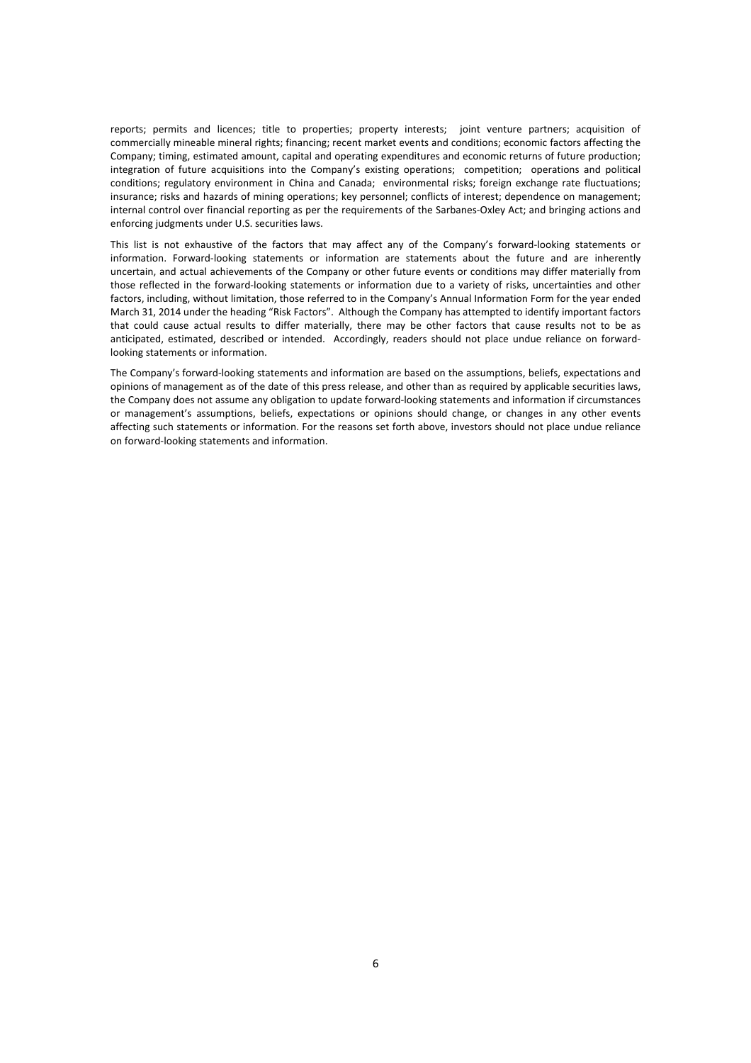reports; permits and licences; title to properties; property interests; joint venture partners; acquisition of commercially mineable mineral rights; financing; recent market events and conditions; economic factors affecting the Company; timing, estimated amount, capital and operating expenditures and economic returns of future production; integration of future acquisitions into the Company's existing operations; competition; operations and political conditions; regulatory environment in China and Canada; environmental risks; foreign exchange rate fluctuations; insurance; risks and hazards of mining operations; key personnel; conflicts of interest; dependence on management; internal control over financial reporting as per the requirements of the Sarbanes-Oxley Act; and bringing actions and enforcing judgments under U.S. securities laws.

This list is not exhaustive of the factors that may affect any of the Company's forward-looking statements or information. Forward-looking statements or information are statements about the future and are inherently uncertain, and actual achievements of the Company or other future events or conditions may differ materially from those reflected in the forward-looking statements or information due to a variety of risks, uncertainties and other factors, including, without limitation, those referred to in the Company's Annual Information Form for the year ended March 31, 2014 under the heading "Risk Factors". Although the Company has attempted to identify important factors that could cause actual results to differ materially, there may be other factors that cause results not to be as anticipated, estimated, described or intended. Accordingly, readers should not place undue reliance on forward-looking statements or information.

The Company's forward-looking statements and information are based on the assumptions, beliefs, expectations and opinions of management as of the date of this press release, and other than as required by applicable securities laws, the Company does not assume any obligation to update forward-looking statements and information if circumstances or management's assumptions, beliefs, expectations or opinions should change, or changes in any other events affecting such statements or information. For the reasons set forth above, investors should not place undue reliance on forward-looking statements and information.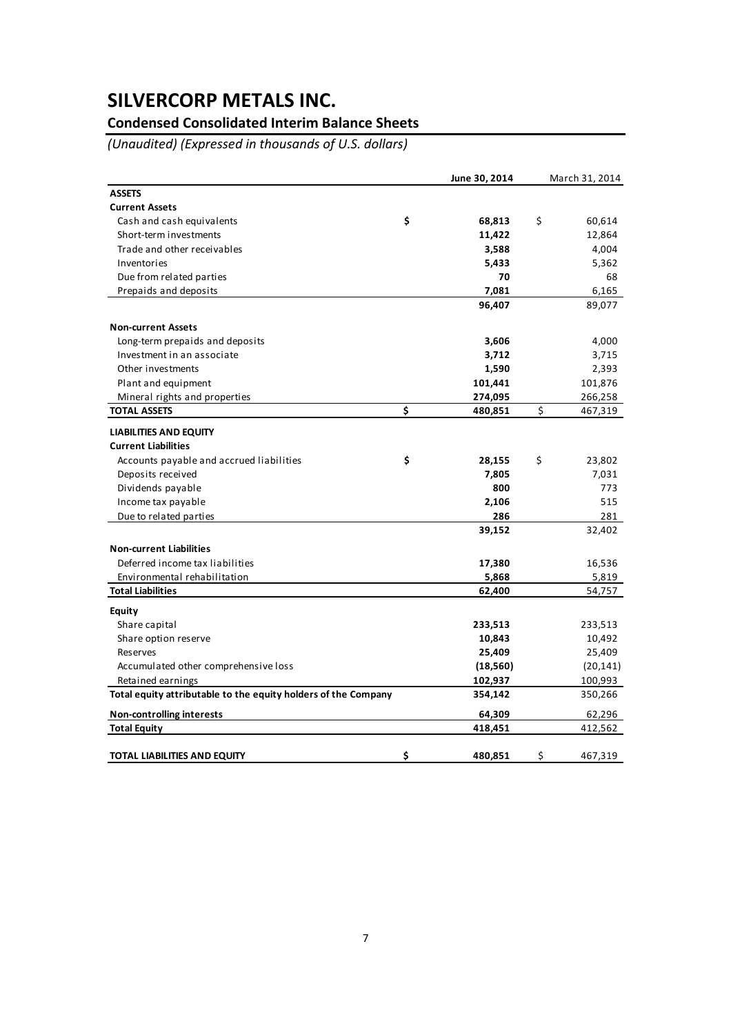# SILVERCORP METALS INC.

## Condensed Consolidated Interim Balance Sheets

*(Unaudited) (Expressed in thousands of U.S. dollars)*

| | June 30, 2014 | March 31, 2014 |
|---|---|---|
| **ASSETS** | | |
| **Current Assets** | | |
| Cash and cash equivalents | **$ 68,813** | $ 60,614 |
| Short-term investments | **11,422** | 12,864 |
| Trade and other receivables | **3,588** | 4,004 |
| Inventories | **5,433** | 5,362 |
| Due from related parties | **70** | 68 |
| Prepaids and deposits | **7,081** | 6,165 |
| | **96,407** | 89,077 |
| **Non-current Assets** | | |
| Long-term prepaids and deposits | **3,606** | 4,000 |
| Investment in an associate | **3,712** | 3,715 |
| Other investments | **1,590** | 2,393 |
| Plant and equipment | **101,441** | 101,876 |
| Mineral rights and properties | **274,095** | 266,258 |
| **TOTAL ASSETS** | **$ 480,851** | $ 467,319 |
| **LIABILITIES AND EQUITY** | | |
| **Current Liabilities** | | |
| Accounts payable and accrued liabilities | **$ 28,155** | $ 23,802 |
| Deposits received | **7,805** | 7,031 |
| Dividends payable | **800** | 773 |
| Income tax payable | **2,106** | 515 |
| Due to related parties | **286** | 281 |
| | **39,152** | 32,402 |
| **Non-current Liabilities** | | |
| Deferred income tax liabilities | **17,380** | 16,536 |
| Environmental rehabilitation | **5,868** | 5,819 |
| **Total Liabilities** | **62,400** | 54,757 |
| **Equity** | | |
| Share capital | **233,513** | 233,513 |
| Share option reserve | **10,843** | 10,492 |
| Reserves | **25,409** | 25,409 |
| Accumulated other comprehensive loss | **(18,560)** | (20,141) |
| Retained earnings | **102,937** | 100,993 |
| **Total equity attributable to the equity holders of the Company** | **354,142** | 350,266 |
| **Non-controlling interests** | **64,309** | 62,296 |
| **Total Equity** | **418,451** | 412,562 |
| **TOTAL LIABILITIES AND EQUITY** | **$ 480,851** | $ 467,319 |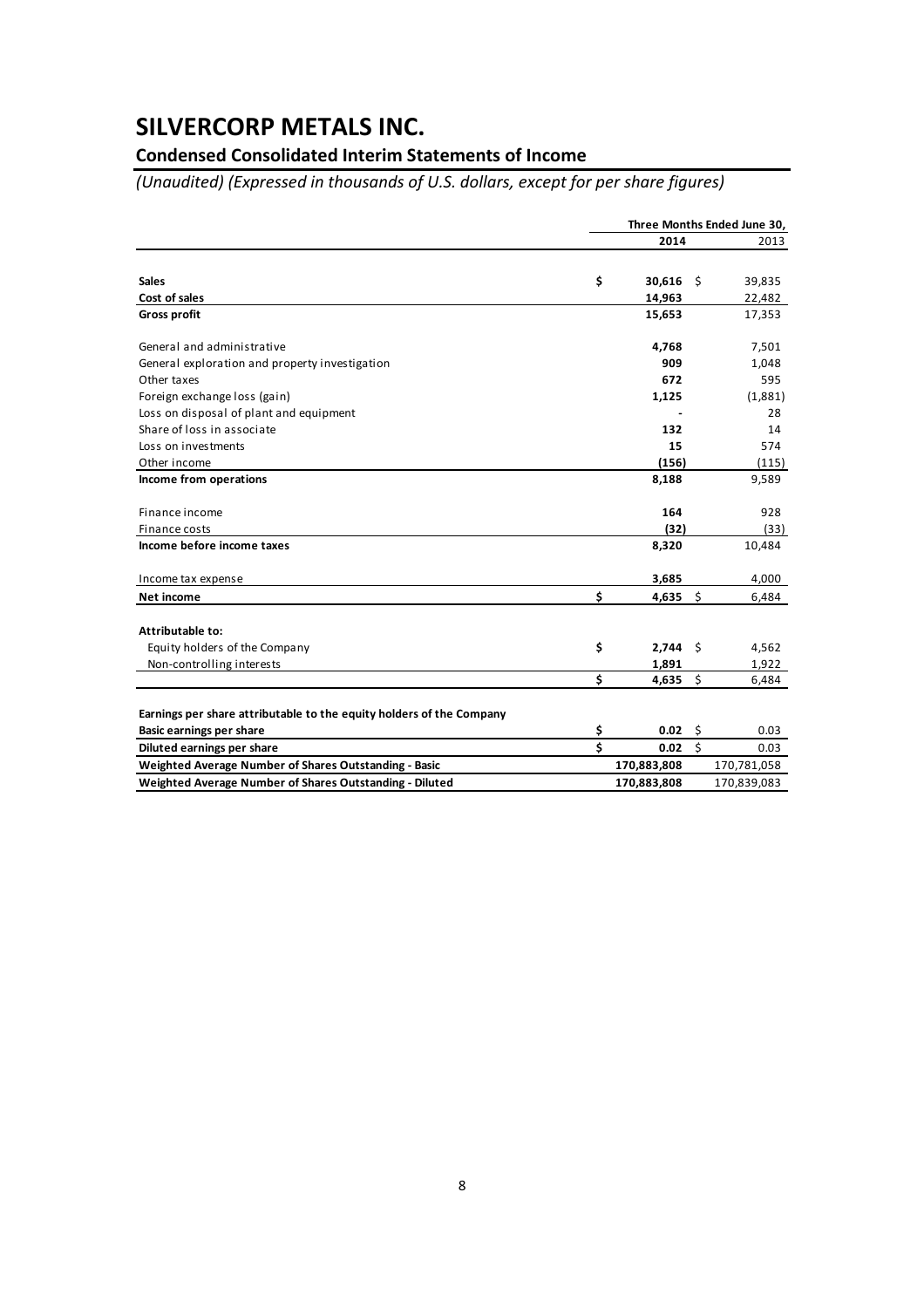# SILVERCORP METALS INC.

## Condensed Consolidated Interim Statements of Income

*(Unaudited) (Expressed in thousands of U.S. dollars, except for per share figures)*

| | Three Months Ended June 30, | |
|---|---|---|
| | **2014** | 2013 |
| **Sales** | **$ 30,616** | $ 39,835 |
| **Cost of sales** | **14,963** | 22,482 |
| **Gross profit** | **15,653** | 17,353 |
| General and administrative | **4,768** | 7,501 |
| General exploration and property investigation | **909** | 1,048 |
| Other taxes | **672** | 595 |
| Foreign exchange loss (gain) | **1,125** | (1,881) |
| Loss on disposal of plant and equipment | **-** | 28 |
| Share of loss in associate | **132** | 14 |
| Loss on investments | **15** | 574 |
| Other income | **(156)** | (115) |
| **Income from operations** | **8,188** | 9,589 |
| Finance income | **164** | 928 |
| Finance costs | **(32)** | (33) |
| **Income before income taxes** | **8,320** | 10,484 |
| Income tax expense | **3,685** | 4,000 |
| **Net income** | **$ 4,635** | $ 6,484 |
| **Attributable to:** | | |
| Equity holders of the Company | **$ 2,744** | $ 4,562 |
| Non-controlling interests | **1,891** | 1,922 |
| | **$ 4,635** | $ 6,484 |
| **Earnings per share attributable to the equity holders of the Company** | | |
| **Basic earnings per share** | **$ 0.02** | $ 0.03 |
| **Diluted earnings per share** | **$ 0.02** | $ 0.03 |
| **Weighted Average Number of Shares Outstanding - Basic** | **170,883,808** | 170,781,058 |
| **Weighted Average Number of Shares Outstanding - Diluted** | **170,883,808** | 170,839,083 |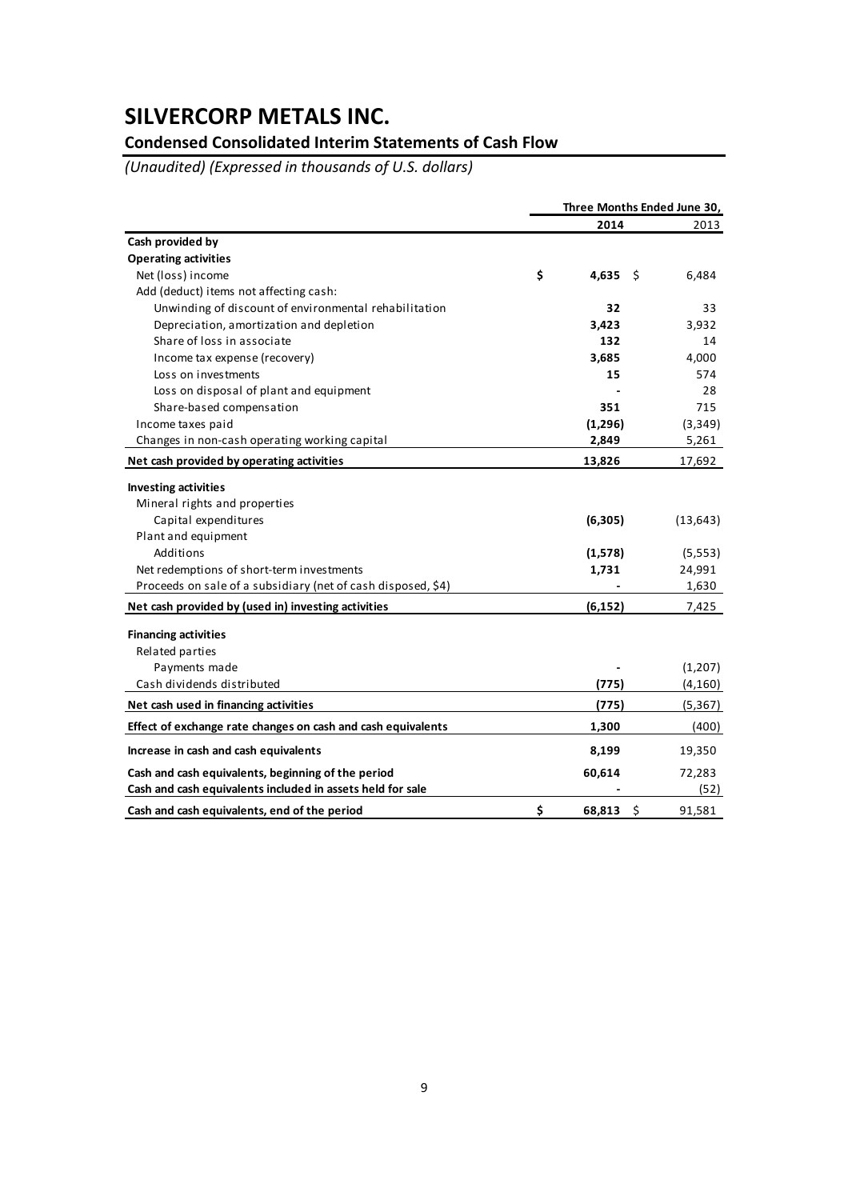# SILVERCORP METALS INC.

## Condensed Consolidated Interim Statements of Cash Flow

*(Unaudited) (Expressed in thousands of U.S. dollars)*

| | Three Months Ended June 30, | |
|---|---|---|
| | **2014** | 2013 |
| **Cash provided by** | | |
| **Operating activities** | | |
| Net (loss) income | $ **4,635** | $ 6,484 |
| Add (deduct) items not affecting cash: | | |
| Unwinding of discount of environmental rehabilitation | **32** | 33 |
| Depreciation, amortization and depletion | **3,423** | 3,932 |
| Share of loss in associate | **132** | 14 |
| Income tax expense (recovery) | **3,685** | 4,000 |
| Loss on investments | **15** | 574 |
| Loss on disposal of plant and equipment | **-** | 28 |
| Share-based compensation | **351** | 715 |
| Income taxes paid | **(1,296)** | (3,349) |
| Changes in non-cash operating working capital | **2,849** | 5,261 |
| **Net cash provided by operating activities** | **13,826** | 17,692 |
| **Investing activities** | | |
| Mineral rights and properties | | |
| Capital expenditures | **(6,305)** | (13,643) |
| Plant and equipment | | |
| Additions | **(1,578)** | (5,553) |
| Net redemptions of short-term investments | **1,731** | 24,991 |
| Proceeds on sale of a subsidiary (net of cash disposed, $4) | **-** | 1,630 |
| **Net cash provided by (used in) investing activities** | **(6,152)** | 7,425 |
| **Financing activities** | | |
| Related parties | | |
| Payments made | **-** | (1,207) |
| Cash dividends distributed | **(775)** | (4,160) |
| **Net cash used in financing activities** | **(775)** | (5,367) |
| **Effect of exchange rate changes on cash and cash equivalents** | **1,300** | (400) |
| **Increase in cash and cash equivalents** | **8,199** | 19,350 |
| **Cash and cash equivalents, beginning of the period** | **60,614** | 72,283 |
| **Cash and cash equivalents included in assets held for sale** | **-** | (52) |
| **Cash and cash equivalents, end of the period** | $ **68,813** | $ 91,581 |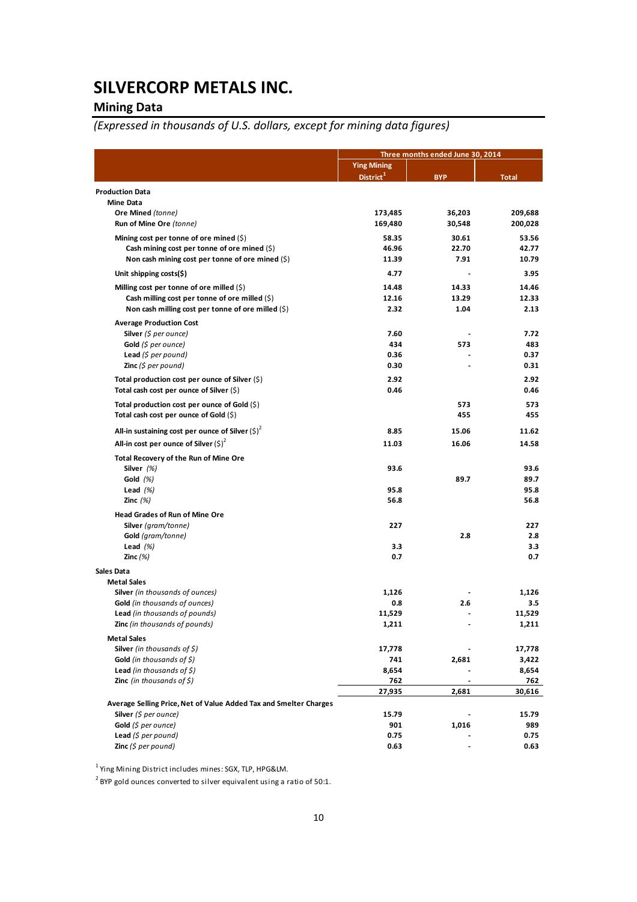# SILVERCORP METALS INC.

## Mining Data

*(Expressed in thousands of U.S. dollars, except for mining data figures)*

| | Three months ended June 30, 2014 | | |
|---|---|---|---|
| | Ying Mining District[1] | BYP | Total |
| **Production Data** | | | |
| **Mine Data** | | | |
| **Ore Mined** *(tonne)* | 173,485 | 36,203 | 209,688 |
| **Run of Mine Ore** *(tonne)* | 169,480 | 30,548 | 200,028 |
| **Mining cost per tonne of ore mined** ($) | 58.35 | 30.61 | 53.56 |
| **Cash mining cost per tonne of ore mined** ($) | 46.96 | 22.70 | 42.77 |
| **Non cash mining cost per tonne of ore mined** ($) | 11.39 | 7.91 | 10.79 |
| **Unit shipping costs($)** | 4.77 | - | 3.95 |
| **Milling cost per tonne of ore milled** ($) | 14.48 | 14.33 | 14.46 |
| **Cash milling cost per tonne of ore milled** ($) | 12.16 | 13.29 | 12.33 |
| **Non cash milling cost per tonne of ore milled** ($) | 2.32 | 1.04 | 2.13 |
| **Average Production Cost** | | | |
| **Silver** *($ per ounce)* | 7.60 | - | 7.72 |
| **Gold** *($ per ounce)* | 434 | 573 | 483 |
| **Lead** *($ per pound)* | 0.36 | - | 0.37 |
| **Zinc** *($ per pound)* | 0.30 | - | 0.31 |
| **Total production cost per ounce of Silver** ($) | 2.92 | | 2.92 |
| **Total cash cost per ounce of Silver** ($) | 0.46 | | 0.46 |
| **Total production cost per ounce of Gold** ($) | | 573 | 573 |
| **Total cash cost per ounce of Gold** ($) | | 455 | 455 |
| **All-in sustaining cost per ounce of Silver** ($)[2] | 8.85 | 15.06 | 11.62 |
| **All-in cost per ounce of Silver** ($)[2] | 11.03 | 16.06 | 14.58 |
| **Total Recovery of the Run of Mine Ore** | | | |
| **Silver** *(%)* | 93.6 | | 93.6 |
| **Gold** *(%)* | | 89.7 | 89.7 |
| **Lead** *(%)* | 95.8 | | 95.8 |
| **Zinc** *(%)* | 56.8 | | 56.8 |
| **Head Grades of Run of Mine Ore** | | | |
| **Silver** *(gram/tonne)* | 227 | | 227 |
| **Gold** *(gram/tonne)* | | 2.8 | 2.8 |
| **Lead** *(%)* | 3.3 | | 3.3 |
| **Zinc** *(%)* | 0.7 | | 0.7 |
| **Sales Data** | | | |
| **Metal Sales** | | | |
| **Silver** *(in thousands of ounces)* | 1,126 | - | 1,126 |
| **Gold** *(in thousands of ounces)* | 0.8 | 2.6 | 3.5 |
| **Lead** *(in thousands of pounds)* | 11,529 | - | 11,529 |
| **Zinc** *(in thousands of pounds)* | 1,211 | - | 1,211 |
| **Metal Sales** | | | |
| **Silver** *(in thousands of $)* | 17,778 | - | 17,778 |
| **Gold** *(in thousands of $)* | 741 | 2,681 | 3,422 |
| **Lead** *(in thousands of $)* | 8,654 | - | 8,654 |
| **Zinc** *(in thousands of $)* | 762 | - | 762 |
| | 27,935 | 2,681 | 30,616 |
| **Average Selling Price, Net of Value Added Tax and Smelter Charges** | | | |
| **Silver** *($ per ounce)* | 15.79 | - | 15.79 |
| **Gold** *($ per ounce)* | 901 | 1,016 | 989 |
| **Lead** *($ per pound)* | 0.75 | - | 0.75 |
| **Zinc** *($ per pound)* | 0.63 | - | 0.63 |

[1] Ying Mining District includes mines: SGX, TLP, HPG&LM.

[2] BYP gold ounces converted to silver equivalent using a ratio of 50:1.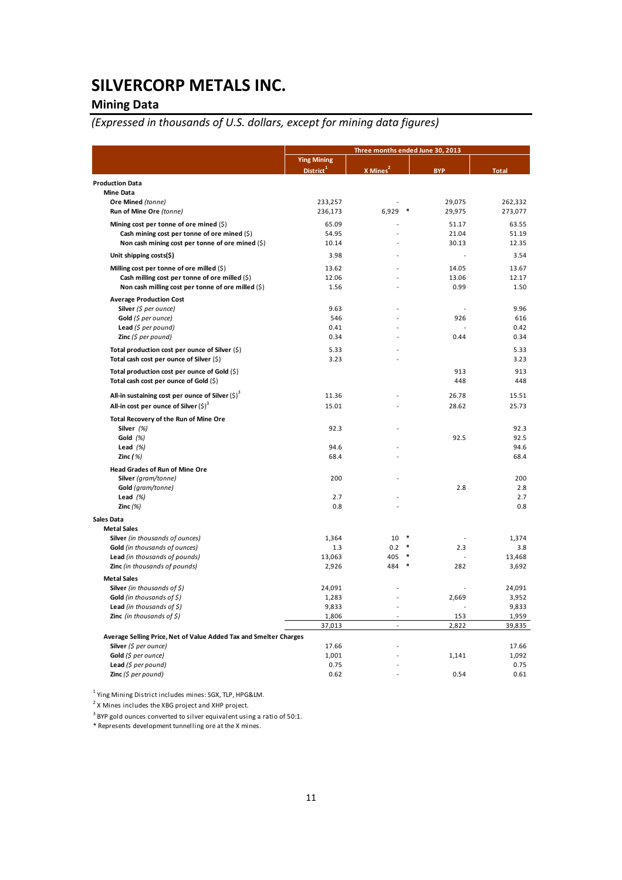# SILVERCORP METALS INC.

## Mining Data

*(Expressed in thousands of U.S. dollars, except for mining data figures)*

| | Three months ended June 30, 2013 | | | |
|---|---|---|---|---|
| | Ying Mining District[1] | X Mines[2] | BYP | Total |
| **Production Data** | | | | |
| **Mine Data** | | | | |
| **Ore Mined** *(tonne)* | 233,257 | - | 29,075 | 262,332 |
| **Run of Mine Ore** *(tonne)* | 236,173 | 6,929 * | 29,975 | 273,077 |
| **Mining cost per tonne of ore mined** ($) | 65.09 | - | 51.17 | 63.55 |
| **Cash mining cost per tonne of ore mined** ($) | 54.95 | - | 21.04 | 51.19 |
| **Non cash mining cost per tonne of ore mined** ($) | 10.14 | - | 30.13 | 12.35 |
| **Unit shipping costs($)** | 3.98 | - | - | 3.54 |
| **Milling cost per tonne of ore milled** ($) | 13.62 | - | 14.05 | 13.67 |
| **Cash milling cost per tonne of ore milled** ($) | 12.06 | - | 13.06 | 12.17 |
| **Non cash milling cost per tonne of ore milled** ($) | 1.56 | - | 0.99 | 1.50 |
| **Average Production Cost** | | | | |
| **Silver** *($ per ounce)* | 9.63 | - | - | 9.96 |
| **Gold** *($ per ounce)* | 546 | - | 926 | 616 |
| **Lead** *($ per pound)* | 0.41 | - | - | 0.42 |
| **Zinc** *($ per pound)* | 0.34 | - | 0.44 | 0.34 |
| **Total production cost per ounce of Silver** ($) | 5.33 | - | | 5.33 |
| **Total cash cost per ounce of Silver** ($) | 3.23 | - | | 3.23 |
| **Total production cost per ounce of Gold** ($) | | | 913 | 913 |
| **Total cash cost per ounce of Gold** ($) | | | 448 | 448 |
| **All-in sustaining cost per ounce of Silver** ($)[3] | 11.36 | - | 26.78 | 15.51 |
| **All-in cost per ounce of Silver** ($)[3] | 15.01 | - | 28.62 | 25.73 |
| **Total Recovery of the Run of Mine Ore** | | | | |
| **Silver** *(%)* | 92.3 | - | | 92.3 |
| **Gold** *(%)* | | | 92.5 | 92.5 |
| **Lead** *(%)* | 94.6 | - | | 94.6 |
| **Zinc** *(%)* | 68.4 | - | | 68.4 |
| **Head Grades of Run of Mine Ore** | | | | |
| **Silver** *(gram/tonne)* | 200 | - | | 200 |
| **Gold** *(gram/tonne)* | | | 2.8 | 2.8 |
| **Lead** *(%)* | 2.7 | - | | 2.7 |
| **Zinc** *(%)* | 0.8 | - | | 0.8 |
| **Sales Data** | | | | |
| **Metal Sales** | | | | |
| **Silver** *(in thousands of ounces)* | 1,364 | 10 * | - | 1,374 |
| **Gold** *(in thousands of ounces)* | 1.3 | 0.2 * | 2.3 | 3.8 |
| **Lead** *(in thousands of pounds)* | 13,063 | 405 * | - | 13,468 |
| **Zinc** *(in thousands of pounds)* | 2,926 | 484 * | 282 | 3,692 |
| **Metal Sales** | | | | |
| **Silver** *(in thousands of $)* | 24,091 | - | - | 24,091 |
| **Gold** *(in thousands of $)* | 1,283 | - | 2,669 | 3,952 |
| **Lead** *(in thousands of $)* | 9,833 | - | - | 9,833 |
| **Zinc** *(in thousands of $)* | 1,806 | - | 153 | 1,959 |
| | 37,013 | - | 2,822 | 39,835 |
| **Average Selling Price, Net of Value Added Tax and Smelter Charges** | | | | |
| **Silver** *($ per ounce)* | 17.66 | - | | 17.66 |
| **Gold** *($ per ounce)* | 1,001 | - | 1,141 | 1,092 |
| **Lead** *($ per pound)* | 0.75 | - | | 0.75 |
| **Zinc** *($ per pound)* | 0.62 | - | 0.54 | 0.61 |

[1] Ying Mining District includes mines: SGX, TLP, HPG&LM.

[2] X Mines includes the XBG project and XHP project.

[3] BYP gold ounces converted to silver equivalent using a ratio of 50:1.

\* Represents development tunnelling ore at the X mines.